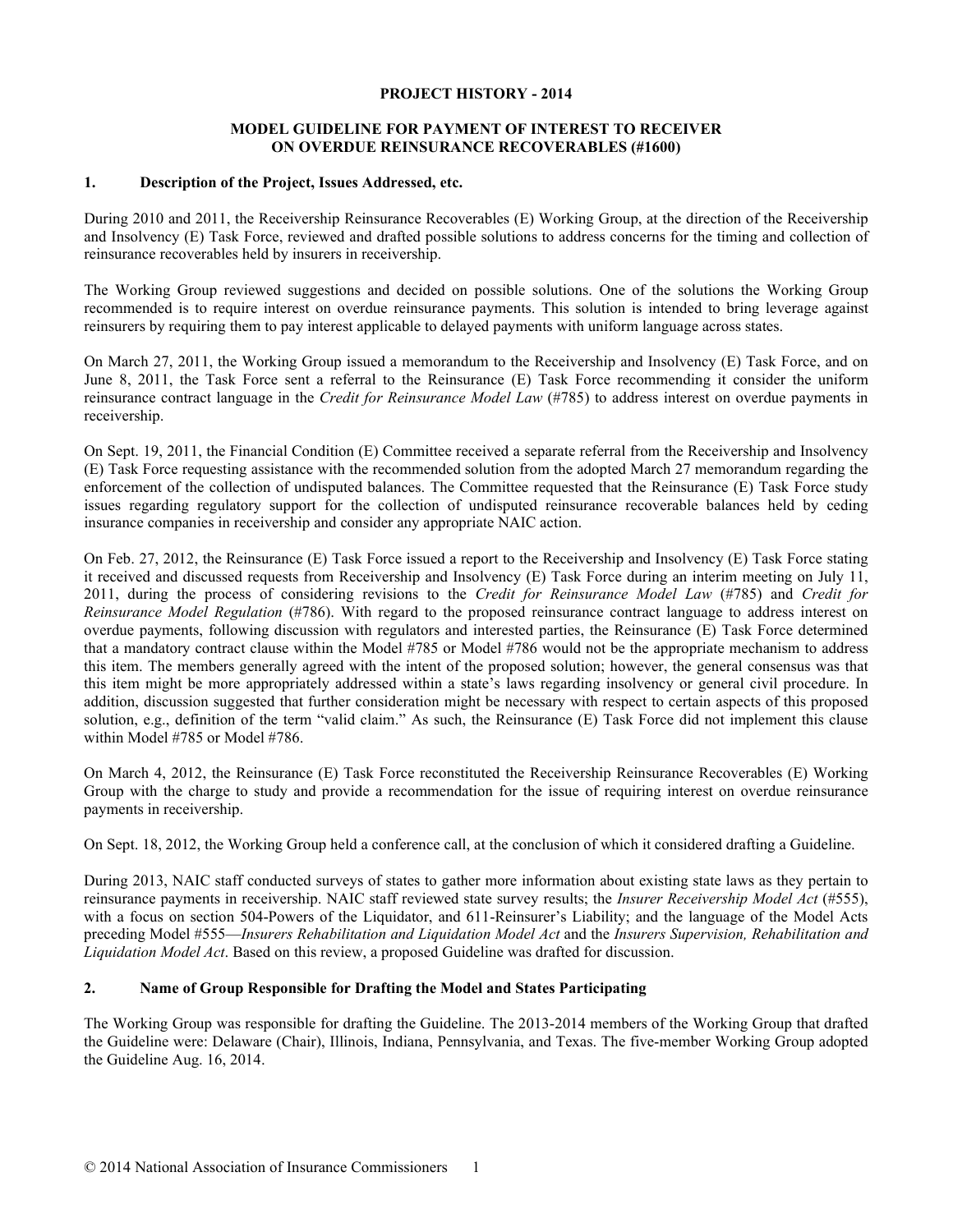# PROJECT HISTORY - 2014

## MODEL GUIDELINE FOR PAYMENT OF INTEREST TO RECEIVER ON OVERDUE REINSURANCE RECOVERABLES (#1600)

### 1. Description of the Project, Issues Addressed, etc.

During 2010 and 2011, the Receivership Reinsurance Recoverables (E) Working Group, at the direction of the Receivership and Insolvency (E) Task Force, reviewed and drafted possible solutions to address concerns for the timing and collection of reinsurance recoverables held by insurers in receivership.

The Working Group reviewed suggestions and decided on possible solutions. One of the solutions the Working Group recommended is to require interest on overdue reinsurance payments. This solution is intended to bring leverage against reinsurers by requiring them to pay interest applicable to delayed payments with uniform language across states.

On March 27, 2011, the Working Group issued a memorandum to the Receivership and Insolvency (E) Task Force, and on June 8, 2011, the Task Force sent a referral to the Reinsurance (E) Task Force recommending it consider the uniform reinsurance contract language in the *Credit for Reinsurance Model Law* (#785) to address interest on overdue payments in receivership.

On Sept. 19, 2011, the Financial Condition (E) Committee received a separate referral from the Receivership and Insolvency (E) Task Force requesting assistance with the recommended solution from the adopted March 27 memorandum regarding the enforcement of the collection of undisputed balances. The Committee requested that the Reinsurance (E) Task Force study issues regarding regulatory support for the collection of undisputed reinsurance recoverable balances held by ceding insurance companies in receivership and consider any appropriate NAIC action.

On Feb. 27, 2012, the Reinsurance (E) Task Force issued a report to the Receivership and Insolvency (E) Task Force stating it received and discussed requests from Receivership and Insolvency (E) Task Force during an interim meeting on July 11, 2011, during the process of considering revisions to the *Credit for Reinsurance Model Law* (#785) and *Credit for Reinsurance Model Regulation* (#786). With regard to the proposed reinsurance contract language to address interest on overdue payments, following discussion with regulators and interested parties, the Reinsurance (E) Task Force determined that a mandatory contract clause within the Model #785 or Model #786 would not be the appropriate mechanism to address this item. The members generally agreed with the intent of the proposed solution; however, the general consensus was that this item might be more appropriately addressed within a state's laws regarding insolvency or general civil procedure. In addition, discussion suggested that further consideration might be necessary with respect to certain aspects of this proposed solution, e.g., definition of the term "valid claim." As such, the Reinsurance (E) Task Force did not implement this clause within Model #785 or Model #786.

On March 4, 2012, the Reinsurance (E) Task Force reconstituted the Receivership Reinsurance Recoverables (E) Working Group with the charge to study and provide a recommendation for the issue of requiring interest on overdue reinsurance payments in receivership.

On Sept. 18, 2012, the Working Group held a conference call, at the conclusion of which it considered drafting a Guideline.

During 2013, NAIC staff conducted surveys of states to gather more information about existing state laws as they pertain to reinsurance payments in receivership. NAIC staff reviewed state survey results; the *Insurer Receivership Model Act* (#555), with a focus on section 504-Powers of the Liquidator, and 611-Reinsurer's Liability; and the language of the Model Acts preceding Model #555—*Insurers Rehabilitation and Liquidation Model Act* and the *Insurers Supervision, Rehabilitation and Liquidation Model Act*. Based on this review, a proposed Guideline was drafted for discussion.

### 2. Name of Group Responsible for Drafting the Model and States Participating

The Working Group was responsible for drafting the Guideline. The 2013-2014 members of the Working Group that drafted the Guideline were: Delaware (Chair), Illinois, Indiana, Pennsylvania, and Texas. The five-member Working Group adopted the Guideline Aug. 16, 2014.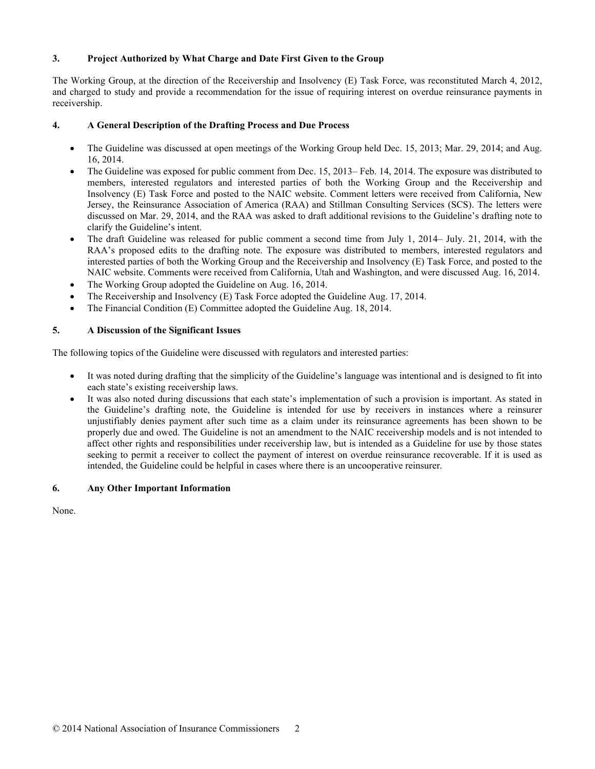### 3. Project Authorized by What Charge and Date First Given to the Group

The Working Group, at the direction of the Receivership and Insolvency (E) Task Force, was reconstituted March 4, 2012, and charged to study and provide a recommendation for the issue of requiring interest on overdue reinsurance payments in receivership.

### 4. A General Description of the Drafting Process and Due Process

- The Guideline was discussed at open meetings of the Working Group held Dec. 15, 2013; Mar. 29, 2014; and Aug. 16, 2014.
- The Guideline was exposed for public comment from Dec. 15, 2013– Feb. 14, 2014. The exposure was distributed to members, interested regulators and interested parties of both the Working Group and the Receivership and Insolvency (E) Task Force and posted to the NAIC website. Comment letters were received from California, New Jersey, the Reinsurance Association of America (RAA) and Stillman Consulting Services (SCS). The letters were discussed on Mar. 29, 2014, and the RAA was asked to draft additional revisions to the Guideline's drafting note to clarify the Guideline's intent.
- The draft Guideline was released for public comment a second time from July 1, 2014– July. 21, 2014, with the RAA's proposed edits to the drafting note. The exposure was distributed to members, interested regulators and interested parties of both the Working Group and the Receivership and Insolvency (E) Task Force, and posted to the NAIC website. Comments were received from California, Utah and Washington, and were discussed Aug. 16, 2014.
- The Working Group adopted the Guideline on Aug. 16, 2014.
- The Receivership and Insolvency (E) Task Force adopted the Guideline Aug. 17, 2014.
- The Financial Condition (E) Committee adopted the Guideline Aug. 18, 2014.

### 5. A Discussion of the Significant Issues

The following topics of the Guideline were discussed with regulators and interested parties:

- It was noted during drafting that the simplicity of the Guideline's language was intentional and is designed to fit into each state's existing receivership laws.
- It was also noted during discussions that each state's implementation of such a provision is important. As stated in the Guideline's drafting note, the Guideline is intended for use by receivers in instances where a reinsurer unjustifiably denies payment after such time as a claim under its reinsurance agreements has been shown to be properly due and owed. The Guideline is not an amendment to the NAIC receivership models and is not intended to affect other rights and responsibilities under receivership law, but is intended as a Guideline for use by those states seeking to permit a receiver to collect the payment of interest on overdue reinsurance recoverable. If it is used as intended, the Guideline could be helpful in cases where there is an uncooperative reinsurer.

### 6. Any Other Important Information

None.